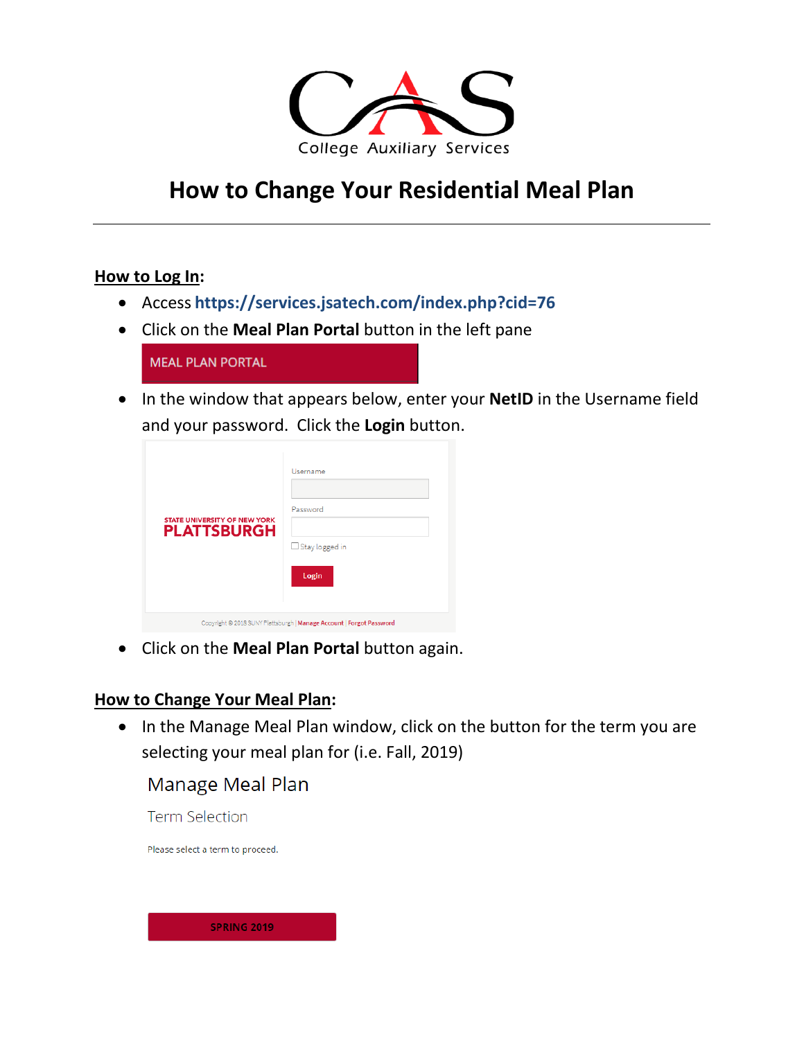College Auxiliary Services

# How to Change Your Residential Meal Plan

---

**How to Log In:**

- Access **https://services.jsatech.com/index.php?cid=76**
- Click on the **Meal Plan Portal** button in the left pane

MEAL PLAN PORTAL

- In the window that appears below, enter your **NetID** in the Username field and your password. Click the **Login** button.

STATE UNIVERSITY OF NEW YORK PLATTSBURGH

Username

Password

Stay logged in

Login

Copyright © 2018 SUNY Plattsburgh | Manage Account | Forgot Password

- Click on the **Meal Plan Portal** button again.

**How to Change Your Meal Plan:**

- In the Manage Meal Plan window, click on the button for the term you are selecting your meal plan for (i.e. Fall, 2019)

Manage Meal Plan

Term Selection

Please select a term to proceed.

SPRING 2019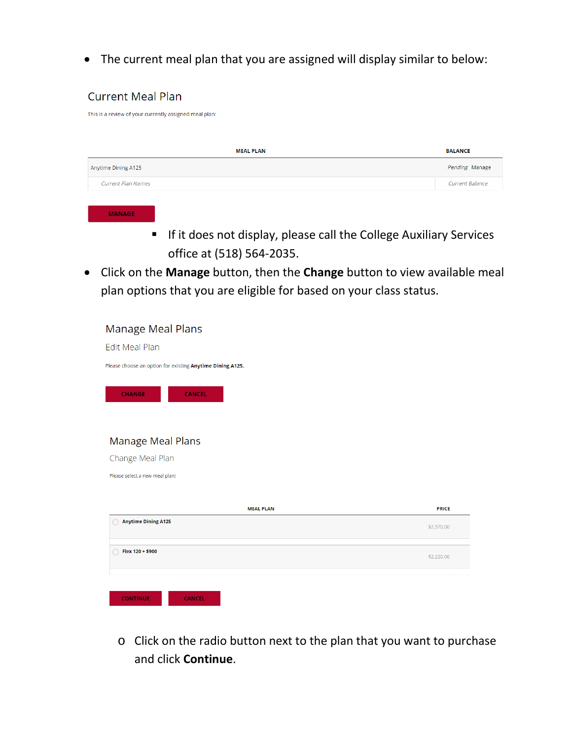- The current meal plan that you are assigned will display similar to below:

Current Meal Plan

This is a review of your currently assigned meal plan:

| MEAL PLAN | BALANCE |
| --- | --- |
| Anytime Dining A125 | *Pending* Manage |
| *Current Plan Names* | *Current Balance* |

MANAGE

  - If it does not display, please call the College Auxiliary Services office at (518) 564-2035.

- Click on the **Manage** button, then the **Change** button to view available meal plan options that you are eligible for based on your class status.

Manage Meal Plans

Edit Meal Plan

Please choose an option for existing **Anytime Dining A125**.

CHANGE CANCEL

Manage Meal Plans

Change Meal Plan

Please select a new meal plan:

| MEAL PLAN | PRICE |
| --- | --- |
| **Anytime Dining A125** | $2,370.00 |
| **Flex 120 + $900** | $2,220.00 |

CONTINUE CANCEL

  - Click on the radio button next to the plan that you want to purchase and click **Continue**.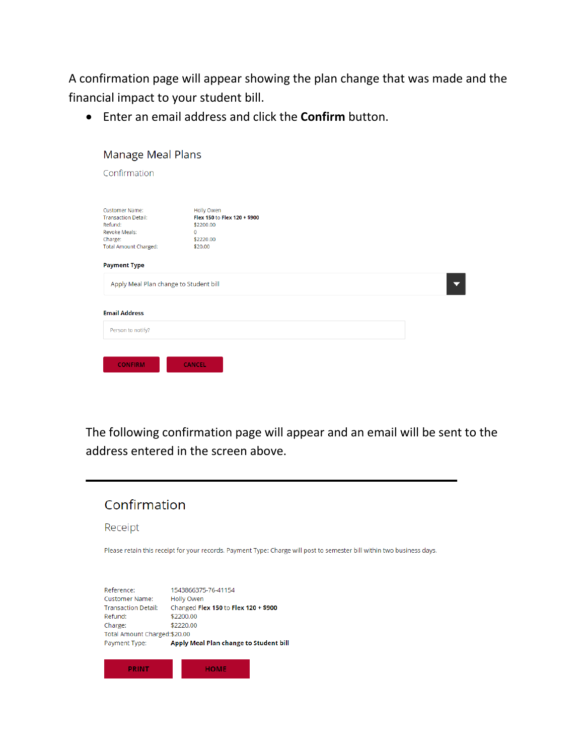A confirmation page will appear showing the plan change that was made and the financial impact to your student bill.

- Enter an email address and click the **Confirm** button.

## Manage Meal Plans

Confirmation

| | |
|---|---|
| Customer Name: | Holly Owen |
| Transaction Detail: | **Flex 150** to **Flex 120 + $900** |
| Refund: | $2200.00 |
| Revoke Meals: | 0 |
| Charge: | $2220.00 |
| Total Amount Charged: | $20.00 |

**Payment Type**

Apply Meal Plan change to Student bill

**Email Address**

Person to notify?

CONFIRM CANCEL

The following confirmation page will appear and an email will be sent to the address entered in the screen above.

---

## Confirmation

Receipt

Please retain this receipt for your records. Payment Type: Charge will post to semester bill within two business days.

| | |
|---|---|
| Reference: | 1543866375-76-41154 |
| Customer Name: | Holly Owen |
| Transaction Detail: | Changed **Flex 150** to **Flex 120 + $900** |
| Refund: | $2200.00 |
| Charge: | $2220.00 |
| Total Amount Charged: | $20.00 |
| Payment Type: | **Apply Meal Plan change to Student bill** |

PRINT HOME